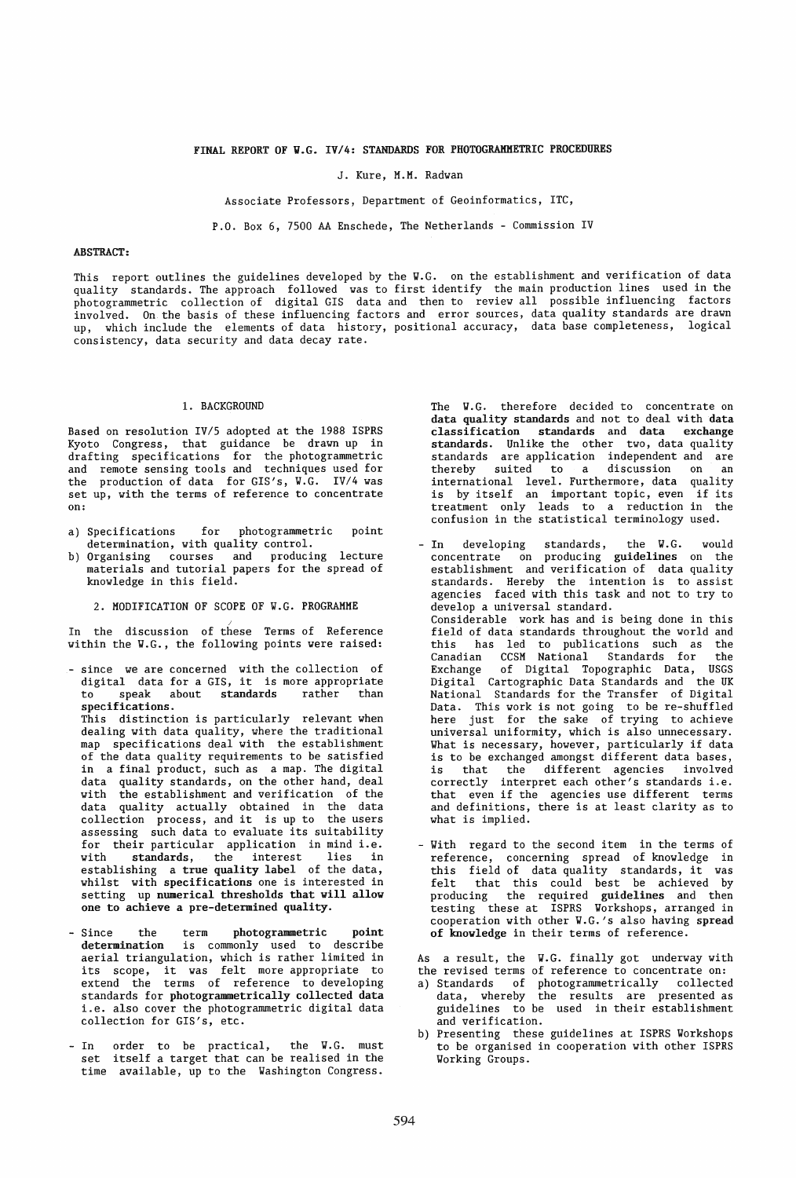# FINAL REPORT OF W.G. IV/4: STANDARDS FOR PHOTOGRAMMETRIC PROCEDURES

J. Kure, M.M. Radwan

Associate Professors, Department of Geoinformatics, ITC,

P.O. Box 6, 7500 AA Enschede, The Netherlands - Commission IV

**ABSTRACT:**

This report outlines the guidelines developed by the W.G. on the establishment and verification of data quality standards. The approach followed was to first identify the main production lines used in the photogrammetric collection of digital GIS data and then to review all possible influencing factors involved. On the basis of these influencing factors and error sources, data quality standards are drawn up, which include the elements of data history, positional accuracy, data base completeness, logical consistency, data security and data decay rate.

## 1. BACKGROUND

Based on resolution IV/5 adopted at the 1988 ISPRS Kyoto Congress, that guidance be drawn up in drafting specifications for the photogrammetric and remote sensing tools and techniques used for the production of data for GIS's, W.G. IV/4 was set up, with the terms of reference to concentrate on:

a) Specifications for photogrammetric point determination, with quality control.
b) Organising courses and producing lecture materials and tutorial papers for the spread of knowledge in this field.

## 2. MODIFICATION OF SCOPE OF W.G. PROGRAMME

In the discussion of these Terms of Reference within the W.G., the following points were raised:

- since we are concerned with the collection of digital data for a GIS, it is more appropriate to speak about **standards** rather than **specifications**.
  This distinction is particularly relevant when dealing with data quality, where the traditional map specifications deal with the establishment of the data quality requirements to be satisfied in a final product, such as a map. The digital data quality standards, on the other hand, deal with the establishment and verification of the data quality actually obtained in the data collection process, and it is up to the users assessing such data to evaluate its suitability for their particular application in mind i.e. with **standards**, the interest lies in establishing a **true quality label** of the data, whilst with **specifications** one is interested in setting up **numerical thresholds that will allow one to achieve a pre-determined quality.**

- Since the term **photogrammetric point determination** is commonly used to describe aerial triangulation, which is rather limited in its scope, it was felt more appropriate to extend the terms of reference to developing standards for **photogrammetrically collected data** i.e. also cover the photogrammetric digital data collection for GIS's, etc.

- In order to be practical, the W.G. must set itself a target that can be realised in the time available, up to the Washington Congress.
  The W.G. therefore decided to concentrate on **data quality standards** and not to deal with **data classification standards** and **data exchange standards.** Unlike the other two, data quality standards are application independent and are thereby suited to a discussion on an international level. Furthermore, data quality is by itself an important topic, even if its treatment only leads to a reduction in the confusion in the statistical terminology used.

- In developing standards, the W.G. would concentrate on producing **guidelines** on the establishment and verification of data quality standards. Hereby the intention is to assist agencies faced with this task and not to try to develop a universal standard.
  Considerable work has and is being done in this field of data standards throughout the world and this has led to publications such as the Canadian CCSM National Standards for the Exchange of Digital Topographic Data, USGS Digital Cartographic Data Standards and the UK National Standards for the Transfer of Digital Data. This work is not going to be re-shuffled here just for the sake of trying to achieve universal uniformity, which is also unnecessary. What is necessary, however, particularly if data is to be exchanged amongst different data bases, is that the different agencies involved correctly interpret each other's standards i.e. that even if the agencies use different terms and definitions, there is at least clarity as to what is implied.

- With regard to the second item in the terms of reference, concerning spread of knowledge in this field of data quality standards, it was felt that this could best be achieved by producing the required **guidelines** and then testing these at ISPRS Workshops, arranged in cooperation with other W.G.'s also having **spread of knowledge** in their terms of reference.

As a result, the W.G. finally got underway with the revised terms of reference to concentrate on:

a) Standards of photogrammetrically collected data, whereby the results are presented as guidelines to be used in their establishment and verification.
b) Presenting these guidelines at ISPRS Workshops to be organised in cooperation with other ISPRS Working Groups.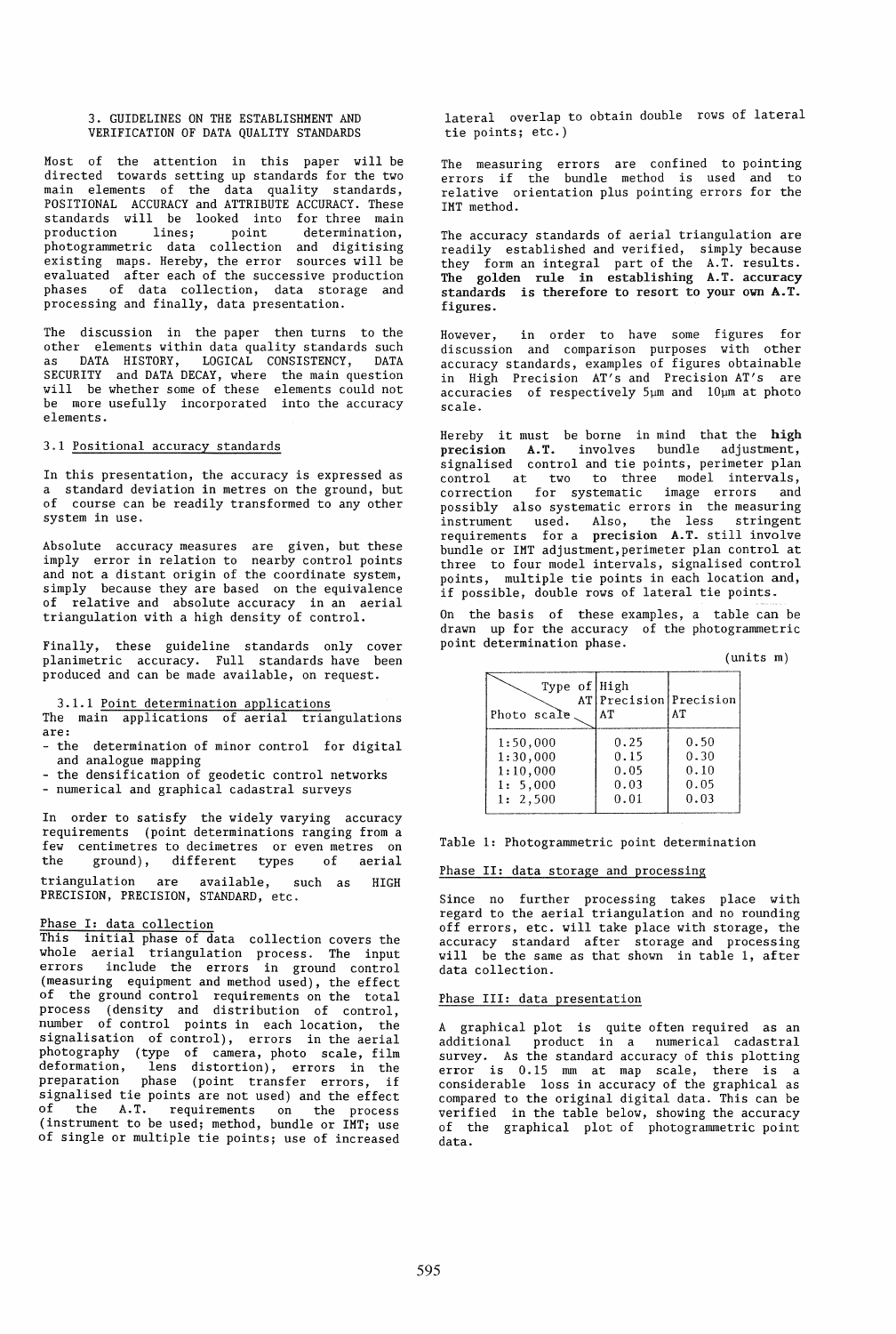## 3. GUIDELINES ON THE ESTABLISHMENT AND VERIFICATION OF DATA QUALITY STANDARDS

Most of the attention in this paper will be directed towards setting up standards for the two main elements of the data quality standards, POSITIONAL ACCURACY and ATTRIBUTE ACCURACY. These standards will be looked into for three main production lines; point determination, photogrammetric data collection and digitising existing maps. Hereby, the error sources will be evaluated after each of the successive production phases of data collection, data storage and processing and finally, data presentation.

The discussion in the paper then turns to the other elements within data quality standards such as DATA HISTORY, LOGICAL CONSISTENCY, DATA SECURITY and DATA DECAY, where the main question will be whether some of these elements could not be more usefully incorporated into the accuracy elements.

### 3.1 Positional accuracy standards

In this presentation, the accuracy is expressed as a standard deviation in metres on the ground, but of course can be readily transformed to any other system in use.

Absolute accuracy measures are given, but these imply error in relation to nearby control points and not a distant origin of the coordinate system, simply because they are based on the equivalence of relative and absolute accuracy in an aerial triangulation with a high density of control.

Finally, these guideline standards only cover planimetric accuracy. Full standards have been produced and can be made available, on request.

#### 3.1.1 Point determination applications

The main applications of aerial triangulations are:
- the determination of minor control for digital and analogue mapping
- the densification of geodetic control networks
- numerical and graphical cadastral surveys

In order to satisfy the widely varying accuracy requirements (point determinations ranging from a few centimetres to decimetres or even metres on the ground), different types of aerial triangulation are available, such as HIGH PRECISION, PRECISION, STANDARD, etc.

Phase I: data collection

This initial phase of data collection covers the whole aerial triangulation process. The input errors include the errors in ground control (measuring equipment and method used), the effect of the ground control requirements on the total process (density and distribution of control, number of control points in each location, the signalisation of control), errors in the aerial photography (type of camera, photo scale, film deformation, lens distortion), errors in the preparation phase (point transfer errors, if signalised tie points are not used) and the effect of the A.T. requirements on the process (instrument to be used; method, bundle or IMT; use of single or multiple tie points; use of increased lateral overlap to obtain double rows of lateral tie points; etc.)

The measuring errors are confined to pointing errors if the bundle method is used and to relative orientation plus pointing errors for the IMT method.

The accuracy standards of aerial triangulation are readily established and verified, simply because they form an integral part of the A.T. results. **The golden rule in establishing A.T. accuracy standards is therefore to resort to your own A.T. figures.**

However, in order to have some figures for discussion and comparison purposes with other accuracy standards, examples of figures obtainable in High Precision AT's and Precision AT's are accuracies of respectively 5µm and 10µm at photo scale.

Hereby it must be borne in mind that the **high precision A.T.** involves bundle adjustment, signalised control and tie points, perimeter plan control at two to three model intervals, correction for systematic image errors and possibly also systematic errors in the measuring instrument used. Also, the less stringent requirements for a **precision A.T.** still involve bundle or IMT adjustment, perimeter plan control at three to four model intervals, signalised control points, multiple tie points in each location and, if possible, double rows of lateral tie points.

On the basis of these examples, a table can be drawn up for the accuracy of the photogrammetric point determination phase.

(units m)

| Photo scale \ Type of AT | High Precision AT | Precision AT |
|---|---|---|
| 1:50,000 | 0.25 | 0.50 |
| 1:30,000 | 0.15 | 0.30 |
| 1:10,000 | 0.05 | 0.10 |
| 1: 5,000 | 0.03 | 0.05 |
| 1: 2,500 | 0.01 | 0.03 |

Table 1: Photogrammetric point determination

Phase II: data storage and processing

Since no further processing takes place with regard to the aerial triangulation and no rounding off errors, etc. will take place with storage, the accuracy standard after storage and processing will be the same as that shown in table 1, after data collection.

Phase III: data presentation

A graphical plot is quite often required as an additional product in a numerical cadastral survey. As the standard accuracy of this plotting error is 0.15 mm at map scale, there is a considerable loss in accuracy of the graphical as compared to the original digital data. This can be verified in the table below, showing the accuracy of the graphical plot of photogrammetric point data.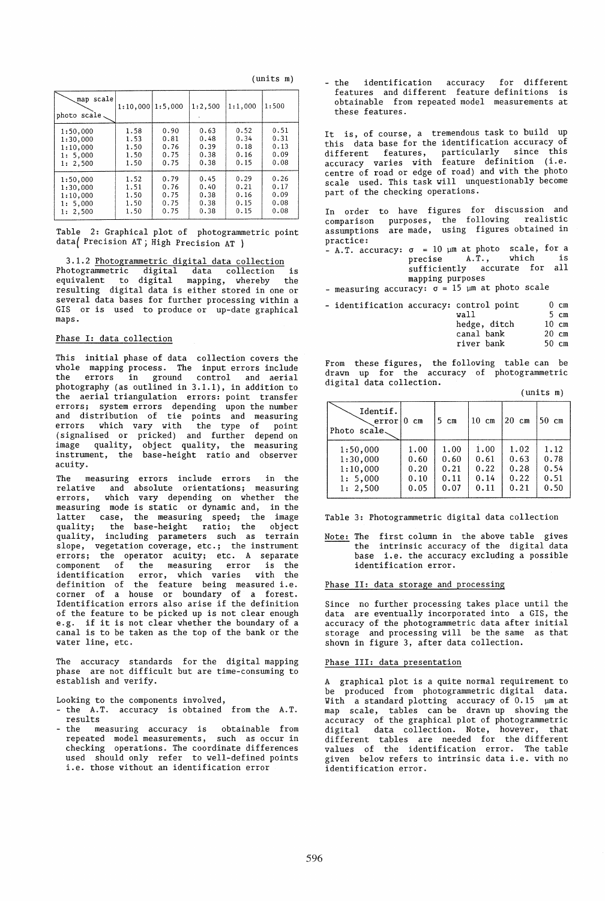(units m)

| map scale / photo scale | 1:10,000 | 1:5,000 | 1:2,500 | 1:1,000 | 1:500 |
|---|---|---|---|---|---|
| 1:50,000 | 1.58 | 0.90 | 0.63 | 0.52 | 0.51 |
| 1:30,000 | 1.53 | 0.81 | 0.48 | 0.34 | 0.31 |
| 1:10,000 | 1.50 | 0.76 | 0.39 | 0.18 | 0.13 |
| 1: 5,000 | 1.50 | 0.75 | 0.38 | 0.16 | 0.09 |
| 1: 2,500 | 1.50 | 0.75 | 0.38 | 0.15 | 0.08 |
| 1:50,000 | 1.52 | 0.79 | 0.45 | 0.29 | 0.26 |
| 1:30,000 | 1.51 | 0.76 | 0.40 | 0.21 | 0.17 |
| 1:10,000 | 1.50 | 0.75 | 0.38 | 0.16 | 0.09 |
| 1: 5,000 | 1.50 | 0.75 | 0.38 | 0.15 | 0.08 |
| 1: 2,500 | 1.50 | 0.75 | 0.38 | 0.15 | 0.08 |

Table 2: Graphical plot of photogrammetric point data( Precision AT ; High Precision AT )

### 3.1.2 Photogrammetric digital data collection

Photogrammetric digital data collection is equivalent to digital mapping, whereby the resulting digital data is either stored in one or several data bases for further processing within a GIS or is used to produce or up-date graphical maps.

#### Phase I: data collection

This initial phase of data collection covers the whole mapping process. The input errors include the errors in ground control and aerial photography (as outlined in 3.1.1), in addition to the aerial triangulation errors: point transfer errors; system errors depending upon the number and distribution of tie points and measuring errors which vary with the type of point (signalised or pricked) and further depend on image quality, object quality, the measuring instrument, the base-height ratio and observer acuity.

The measuring errors include errors in the relative and absolute orientations; measuring errors, which vary depending on whether the measuring mode is static or dynamic and, in the latter case, the measuring speed; the image quality; the base-height ratio; the object quality, including parameters such as terrain slope, vegetation coverage, etc.; the instrument errors; the operator acuity; etc. A separate component of the measuring error is the identification error, which varies with the definition of the feature being measured i.e. corner of a house or boundary of a forest. Identification errors also arise if the definition of the feature to be picked up is not clear enough e.g. if it is not clear whether the boundary of a canal is to be taken as the top of the bank or the water line, etc.

The accuracy standards for the digital mapping phase are not difficult but are time-consuming to establish and verify.

Looking to the components involved,

- the A.T. accuracy is obtained from the A.T. results
- the measuring accuracy is obtainable from repeated model measurements, such as occur in checking operations. The coordinate differences used should only refer to well-defined points i.e. those without an identification error
- the identification accuracy for different features and different feature definitions is obtainable from repeated model measurements at these features.

It is, of course, a tremendous task to build up this data base for the identification accuracy of different features, particularly since this accuracy varies with feature definition (i.e. centre of road or edge of road) and with the photo scale used. This task will unquestionably become part of the checking operations.

In order to have figures for discussion and comparison purposes, the following realistic assumptions are made, using figures obtained in practice:

- A.T. accuracy: $\sigma$ = 10 µm at photo scale, for a precise A.T., which is sufficiently accurate for all mapping purposes
- measuring accuracy: $\sigma$ = 15 µm at photo scale
- identification accuracy:

| | |
|---|---|
| control point | 0 cm |
| wall | 5 cm |
| hedge, ditch | 10 cm |
| canal bank | 20 cm |
| river bank | 50 cm |

From these figures, the following table can be drawn up for the accuracy of photogrammetric digital data collection.

(units m)

| Identif. error / Photo scale | 0 cm | 5 cm | 10 cm | 20 cm | 50 cm |
|---|---|---|---|---|---|
| 1:50,000 | 1.00 | 1.00 | 1.00 | 1.02 | 1.12 |
| 1:30,000 | 0.60 | 0.60 | 0.61 | 0.63 | 0.78 |
| 1:10,000 | 0.20 | 0.21 | 0.22 | 0.28 | 0.54 |
| 1: 5,000 | 0.10 | 0.11 | 0.14 | 0.22 | 0.51 |
| 1: 2,500 | 0.05 | 0.07 | 0.11 | 0.21 | 0.50 |

Table 3: Photogrammetric digital data collection

Note: The first column in the above table gives the intrinsic accuracy of the digital data base i.e. the accuracy excluding a possible identification error.

#### Phase II: data storage and processing

Since no further processing takes place until the data are eventually incorporated into a GIS, the accuracy of the photogrammetric data after initial storage and processing will be the same as that shown in figure 3, after data collection.

#### Phase III: data presentation

A graphical plot is a quite normal requirement to be produced from photogrammetric digital data. With a standard plotting accuracy of 0.15 µm at map scale, tables can be drawn up showing the accuracy of the graphical plot of photogrammetric digital data collection. Note, however, that different tables are needed for the different values of the identification error. The table given below refers to intrinsic data i.e. with no identification error.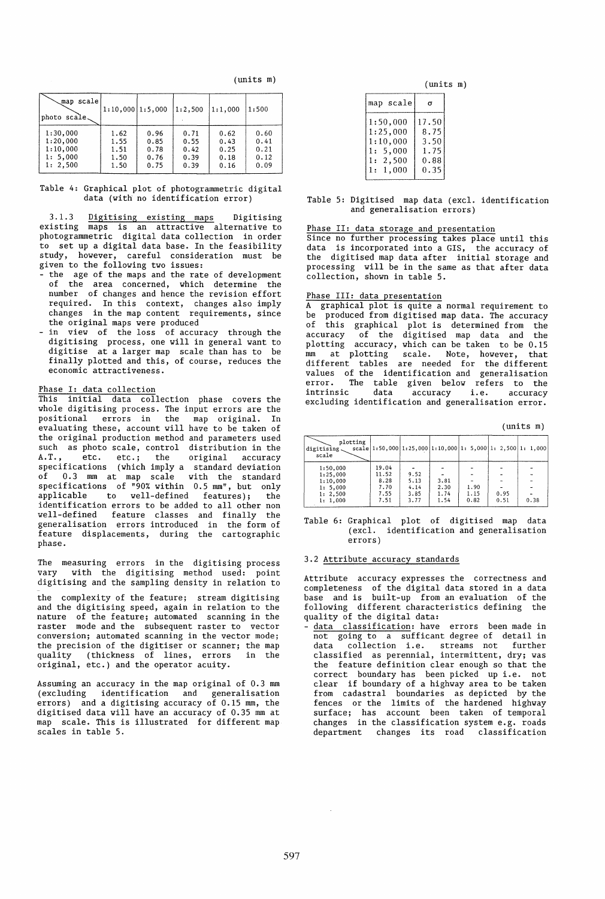(units m)

| map scale / photo scale | 1:10,000 | 1:5,000 | 1:2,500 | 1:1,000 | 1:500 |
|---|---|---|---|---|---|
| 1:30,000 | 1.62 | 0.96 | 0.71 | 0.62 | 0.60 |
| 1:20,000 | 1.55 | 0.85 | 0.55 | 0.43 | 0.41 |
| 1:10,000 | 1.51 | 0.78 | 0.42 | 0.25 | 0.21 |
| 1: 5,000 | 1.50 | 0.76 | 0.39 | 0.18 | 0.12 |
| 1: 2,500 | 1.50 | 0.75 | 0.39 | 0.16 | 0.09 |

Table 4: Graphical plot of photogrammetric digital data (with no identification error)

3.1.3 Digitising existing maps Digitising existing maps is an attractive alternative to photogrammetric digital data collection in order to set up a digital data base. In the feasibility study, however, careful consideration must be given to the following two issues:

- the age of the maps and the rate of development of the area concerned, which determine the number of changes and hence the revision effort required. In this context, changes also imply changes in the map content requirements, since the original maps were produced
- in view of the loss of accuracy through the digitising process, one will in general want to digitise at a larger map scale than has to be finally plotted and this, of course, reduces the economic attractiveness.

Phase I: data collection

This initial data collection phase covers the whole digitising process. The input errors are the positional errors in the map original. In evaluating these, account will have to be taken of the original production method and parameters used such as photo scale, control distribution in the A.T., etc. etc.; the original accuracy specifications (which imply a standard deviation of 0.3 mm at map scale with the standard specifications of "90% within 0.5 mm", but only applicable to well-defined features); the identification errors to be added to all other non well-defined feature classes and finally the generalisation errors introduced in the form of feature displacements, during the cartographic phase.

The measuring errors in the digitising process vary with the digitising method used: point digitising and the sampling density in relation to the complexity of the feature; stream digitising and the digitising speed, again in relation to the nature of the feature; automated scanning in the raster mode and the subsequent raster to vector conversion; automated scanning in the vector mode; the precision of the digitiser or scanner; the map quality (thickness of lines, errors in the original, etc.) and the operator acuity.

Assuming an accuracy in the map original of 0.3 mm (excluding identification and generalisation errors) and a digitising accuracy of 0.15 mm, the digitised data will have an accuracy of 0.35 mm at map scale. This is illustrated for different map scales in table 5.

(units m)

| map scale | $\sigma$ |
|---|---|
| 1:50,000 | 17.50 |
| 1:25,000 | 8.75 |
| 1:10,000 | 3.50 |
| 1: 5,000 | 1.75 |
| 1: 2,500 | 0.88 |
| 1: 1,000 | 0.35 |

Table 5: Digitised map data (excl. identification and generalisation errors)

Phase II: data storage and presentation

Since no further processing takes place until this data is incorporated into a GIS, the accuracy of the digitised map data after initial storage and processing will be in the same as that after data collection, shown in table 5.

Phase III: data presentation

A graphical plot is quite a normal requirement to be produced from digitised map data. The accuracy of this graphical plot is determined from the accuracy of the digitised map data and the plotting accuracy, which can be taken to be 0.15 mm at plotting scale. Note, however, that different tables are needed for the different values of the identification and generalisation error. The table given below refers to the intrinsic data accuracy i.e. accuracy excluding identification and generalisation error.

(units m)

| plotting scale / digitising scale | 1:50,000 | 1:25,000 | 1:10,000 | 1: 5,000 | 1: 2,500 | 1: 1,000 |
|---|---|---|---|---|---|---|
| 1:50,000 | 19.04 | - | - | - | - | - |
| 1:25,000 | 11.52 | 9.52 | - | - | - | - |
| 1:10,000 | 8.28 | 5.13 | 3.81 | - | - | - |
| 1: 5,000 | 7.70 | 4.14 | 2.30 | 1.90 | - | - |
| 1: 2,500 | 7.55 | 3.85 | 1.74 | 1.15 | 0.95 | - |
| 1: 1,000 | 7.51 | 3.77 | 1.54 | 0.82 | 0.51 | 0.38 |

Table 6: Graphical plot of digitised map data (excl. identification and generalisation errors)

3.2 Attribute accuracy standards

Attribute accuracy expresses the correctness and completeness of the digital data stored in a data base and is built-up from an evaluation of the following different characteristics defining the quality of the digital data:

- data classification: have errors been made in not going to a sufficant degree of detail in data collection i.e. streams not further classified as perennial, intermittent, dry; was the feature definition clear enough so that the correct boundary has been picked up i.e. not clear if boundary of a highway area to be taken from cadastral boundaries as depicted by the fences or the limits of the hardened highway surface; has account been taken of temporal changes in the classification system e.g. roads department changes its road classification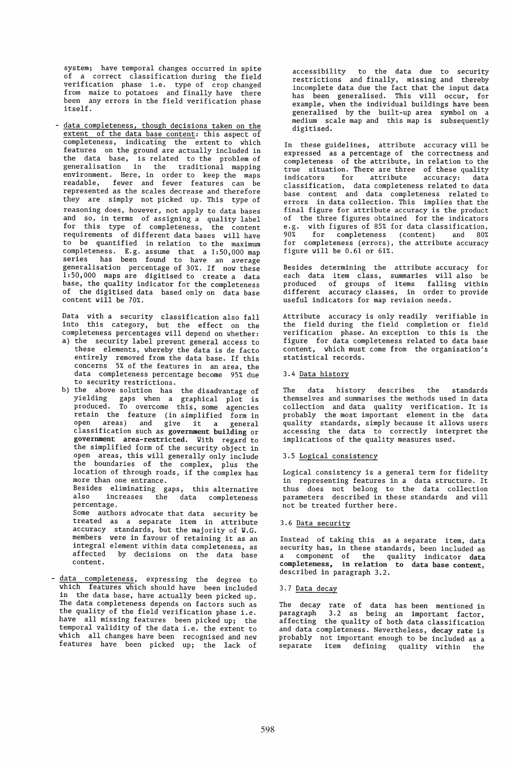system; have temporal changes occurred in spite of a correct classification during the field verification phase i.e. type of crop changed from maize to potatoes and finally have there been any errors in the field verification phase itself.

- data completeness, though decisions taken on the extent of the data base content: this aspect of completeness, indicating the extent to which features on the ground are actually included in the data base, is related to the problem of generalisation in the traditional mapping environment. Here, in order to keep the maps readable, fewer and fewer features can be represented as the scales decrease and therefore they are simply not picked up. This type of reasoning does, however, not apply to data bases and so, in terms of assigning a quality label for this type of completeness, the content requirements of different data bases will have to be quantified in relation to the maximum completeness. E.g. assume that a 1:50,000 map series has been found to have an average generalisation percentage of 30%. If now these 1:50,000 maps are digitised to create a data base, the quality indicator for the completeness of the digitised data based only on data base content will be 70%.

  Data with a security classification also fall into this category, but the effect on the completeness percentages will depend on whether:
  a) the security label prevent general access to these elements, whereby the data is de facto entirely removed from the data base. If this concerns 5% of the features in an area, the data completeness percentage become 95% due to security restrictions.
  b) the above solution has the disadvantage of yielding gaps when a graphical plot is produced. To overcome this, some agencies retain the feature (in simplified form in open areas) and give it a general classification such as **government building** or **government area-restricted**. With regard to the simplified form of the security object in open areas, this will generally only include the boundaries of the complex, plus the location of through roads, if the complex has more than one entrance.
  Besides eliminating gaps, this alternative also increases the data completeness percentage.
  Some authors advocate that data security be treated as a separate item in attribute accuracy standards, but the majority of W.G. members were in favour of retaining it as an integral element within data completeness, as affected by decisions on the data base content.

- data completeness, expressing the degree to which features which should have been included in the data base, have actually been picked up. The data completeness depends on factors such as the quality of the field verification phase i.e. have all missing features been picked up; the temporal validity of the data i.e. the extent to which all changes have been recognised and new features have been picked up; the lack of accessibility to the data due to security restrictions and finally, missing and thereby incomplete data due the fact that the input data has been generalised. This will occur, for example, when the individual buildings have been generalised by the built-up area symbol on a medium scale map and this map is subsequently digitised.

In these guidelines, attribute accuracy will be expressed as a percentage of the correctness and completeness of the attribute, in relation to the true situation. There are three of these quality indicators for attribute accuracy: data classification, data completeness related to data base content and data completeness related to errors in data collection. This implies that the final figure for attribute accuracy is the product of the three figures obtained for the indicators e.g. with figures of 85% for data classification, 90% for completeness (content) and 80% for completeness (errors), the attribute accuracy figure will be 0.61 or 61%.

Besides determining the attribute accuracy for each data item class, summaries will also be produced of groups of items falling within different accuracy classes, in order to provide useful indicators for map revision needs.

Attribute accuracy is only readily verifiable in the field during the field completion or field verification phase. An exception to this is the figure for data completeness related to data base content, which must come from the organisation's statistical records.

### 3.4 Data history

The data history describes the standards themselves and summarises the methods used in data collection and data quality verification. It is probably the most important element in the data quality standards, simply because it allows users accessing the data to correctly interpret the implications of the quality measures used.

### 3.5 Logical consistency

Logical consistency is a general term for fidelity in representing features in a data structure. It thus does not belong to the data collection parameters described in these standards and will not be treated further here.

### 3.6 Data security

Instead of taking this as a separate item, data security has, in these standards, been included as a component of the quality indicator **data completeness, in relation to data base content,** described in paragraph 3.2.

### 3.7 Data decay

The decay rate of data has been mentioned in paragraph 3.2 as being an important factor, affecting the quality of both data classification and data completeness. Nevertheless, **decay rate** is probably not important enough to be included as a separate item defining quality within the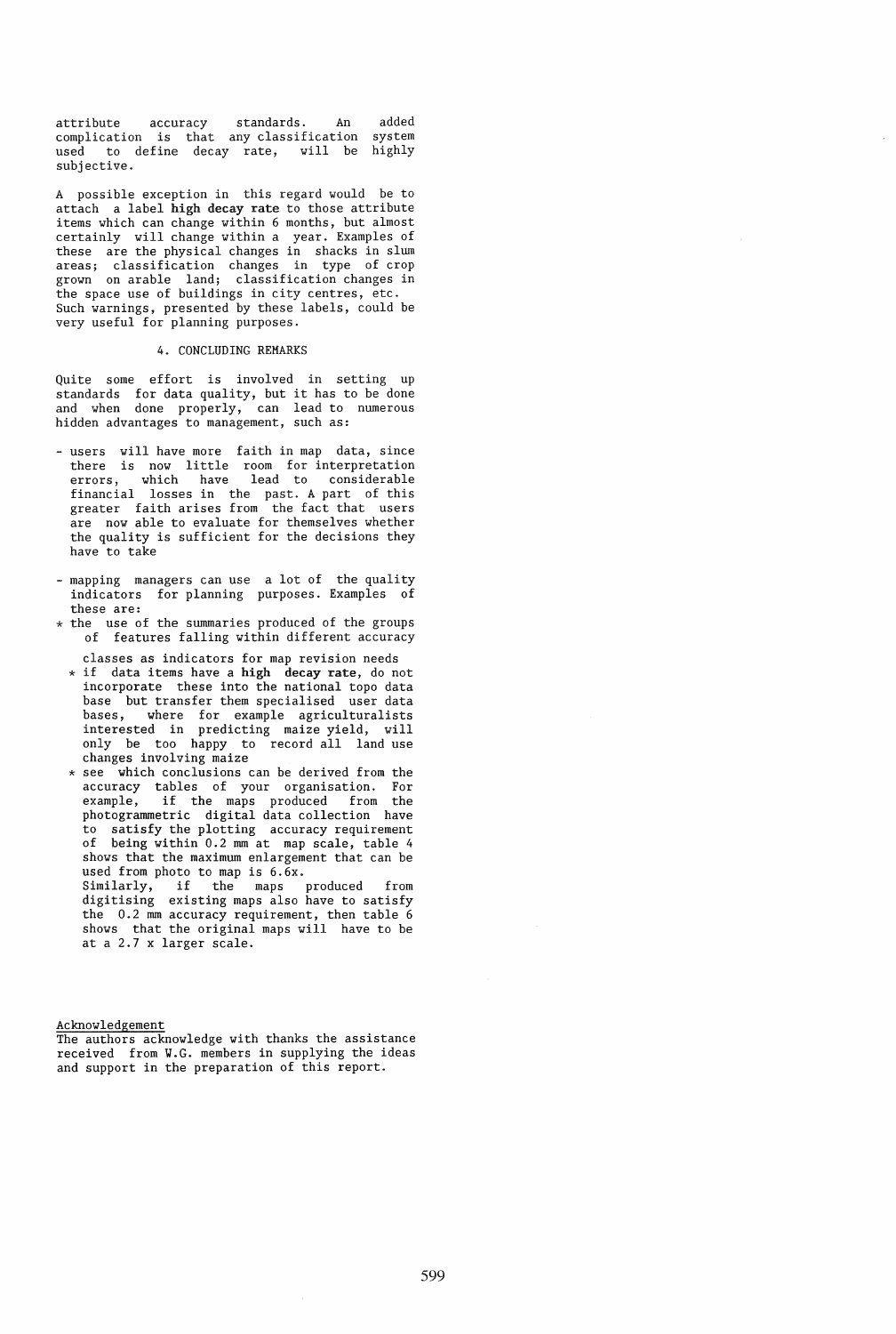attribute accuracy standards. An added complication is that any classification system used to define decay rate, will be highly subjective.

A possible exception in this regard would be to attach a label **high decay rate** to those attribute items which can change within 6 months, but almost certainly will change within a year. Examples of these are the physical changes in shacks in slum areas; classification changes in type of crop grown on arable land; classification changes in the space use of buildings in city centres, etc. Such warnings, presented by these labels, could be very useful for planning purposes.

## 4. CONCLUDING REMARKS

Quite some effort is involved in setting up standards for data quality, but it has to be done and when done properly, can lead to numerous hidden advantages to management, such as:

- users will have more faith in map data, since there is now little room for interpretation errors, which have lead to considerable financial losses in the past. A part of this greater faith arises from the fact that users are now able to evaluate for themselves whether the quality is sufficient for the decisions they have to take

- mapping managers can use a lot of the quality indicators for planning purposes. Examples of these are:
  * the use of the summaries produced of the groups of features falling within different accuracy classes as indicators for map revision needs
  * if data items have a **high decay rate**, do not incorporate these into the national topo data base but transfer them specialised user data bases, where for example agriculturalists interested in predicting maize yield, will only be too happy to record all land use changes involving maize
  * see which conclusions can be derived from the accuracy tables of your organisation. For example, if the maps produced from the photogrammetric digital data collection have to satisfy the plotting accuracy requirement of being within 0.2 mm at map scale, table 4 shows that the maximum enlargement that can be used from photo to map is 6.6x.
    Similarly, if the maps produced from digitising existing maps also have to satisfy the 0.2 mm accuracy requirement, then table 6 shows that the original maps will have to be at a 2.7 x larger scale.

Acknowledgement

The authors acknowledge with thanks the assistance received from W.G. members in supplying the ideas and support in the preparation of this report.